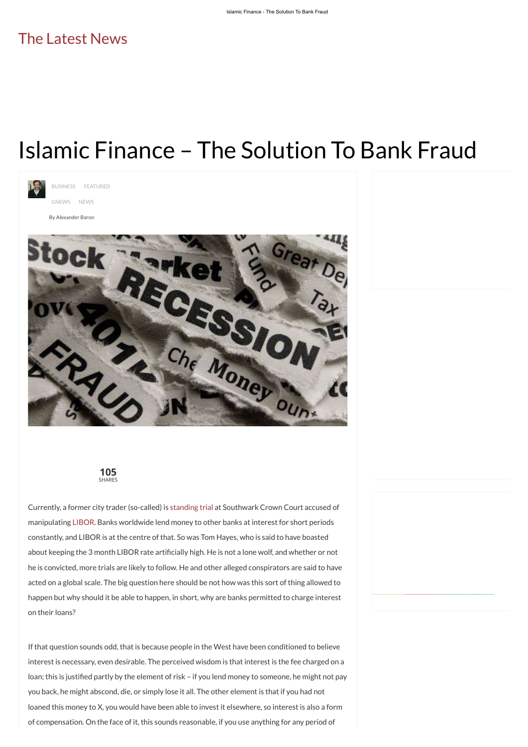The Latest News

# Islamic Finance – The Solution To Bank Fraud

BUSINESS FEATURED GNEWS NEWS

By Alexander Baron

105
SHARES

Currently, a former city trader (so-called) is standing trial at Southwark Crown Court accused of manipulating LIBOR. Banks worldwide lend money to other banks at interest for short periods constantly, and LIBOR is at the centre of that. So was Tom Hayes, who is said to have boasted about keeping the 3 month LIBOR rate artificially high. He is not a lone wolf, and whether or not he is convicted, more trials are likely to follow. He and other alleged conspirators are said to have acted on a global scale. The big question here should be not how was this sort of thing allowed to happen but why should it be able to happen, in short, why are banks permitted to charge interest on their loans?

If that question sounds odd, that is because people in the West have been conditioned to believe interest is necessary, even desirable. The perceived wisdom is that interest is the fee charged on a loan; this is justified partly by the element of risk – if you lend money to someone, he might not pay you back, he might abscond, die, or simply lose it all. The other element is that if you had not loaned this money to X, you would have been able to invest it elsewhere, so interest is also a form of compensation. On the face of it, this sounds reasonable, if you use anything for any period of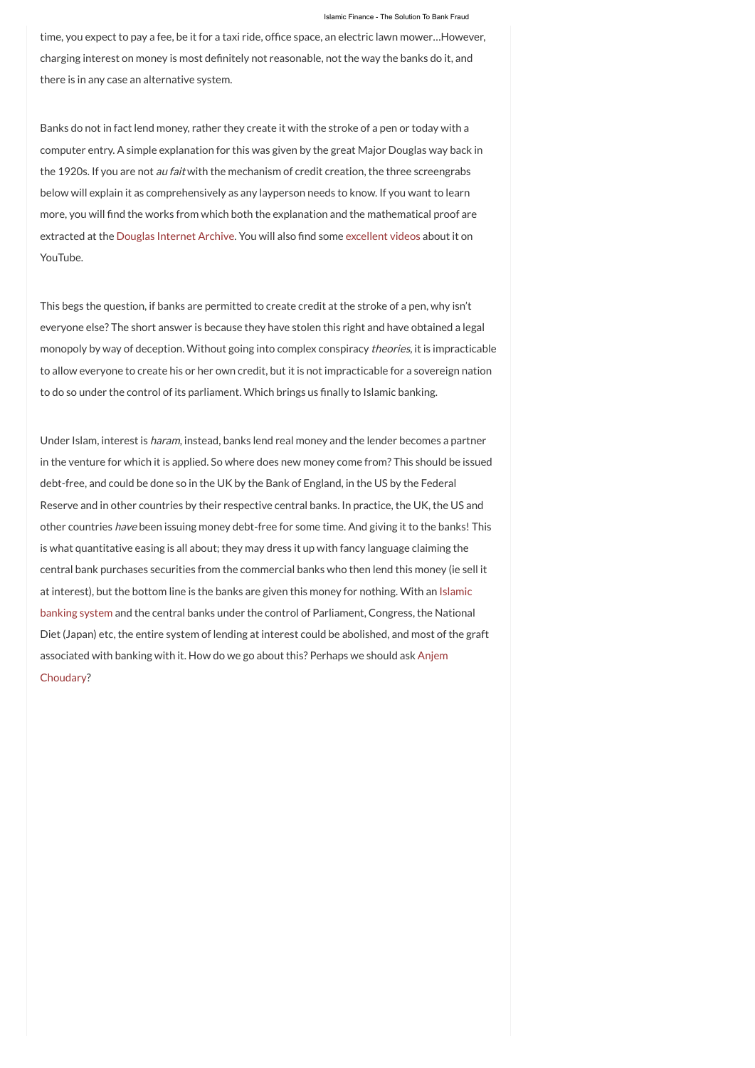time, you expect to pay a fee, be it for a taxi ride, office space, an electric lawn mower…However, charging interest on money is most definitely not reasonable, not the way the banks do it, and there is in any case an alternative system.

Banks do not in fact lend money, rather they create it with the stroke of a pen or today with a computer entry. A simple explanation for this was given by the great Major Douglas way back in the 1920s. If you are not *au fait* with the mechanism of credit creation, the three screengrabs below will explain it as comprehensively as any layperson needs to know. If you want to learn more, you will find the works from which both the explanation and the mathematical proof are extracted at the Douglas Internet Archive. You will also find some excellent videos about it on YouTube.

This begs the question, if banks are permitted to create credit at the stroke of a pen, why isn't everyone else? The short answer is because they have stolen this right and have obtained a legal monopoly by way of deception. Without going into complex conspiracy *theories*, it is impracticable to allow everyone to create his or her own credit, but it is not impracticable for a sovereign nation to do so under the control of its parliament. Which brings us finally to Islamic banking.

Under Islam, interest is *haram*, instead, banks lend real money and the lender becomes a partner in the venture for which it is applied. So where does new money come from? This should be issued debt-free, and could be done so in the UK by the Bank of England, in the US by the Federal Reserve and in other countries by their respective central banks. In practice, the UK, the US and other countries *have* been issuing money debt-free for some time. And giving it to the banks! This is what quantitative easing is all about; they may dress it up with fancy language claiming the central bank purchases securities from the commercial banks who then lend this money (ie sell it at interest), but the bottom line is the banks are given this money for nothing. With an Islamic banking system and the central banks under the control of Parliament, Congress, the National Diet (Japan) etc, the entire system of lending at interest could be abolished, and most of the graft associated with banking with it. How do we go about this? Perhaps we should ask Anjem Choudary?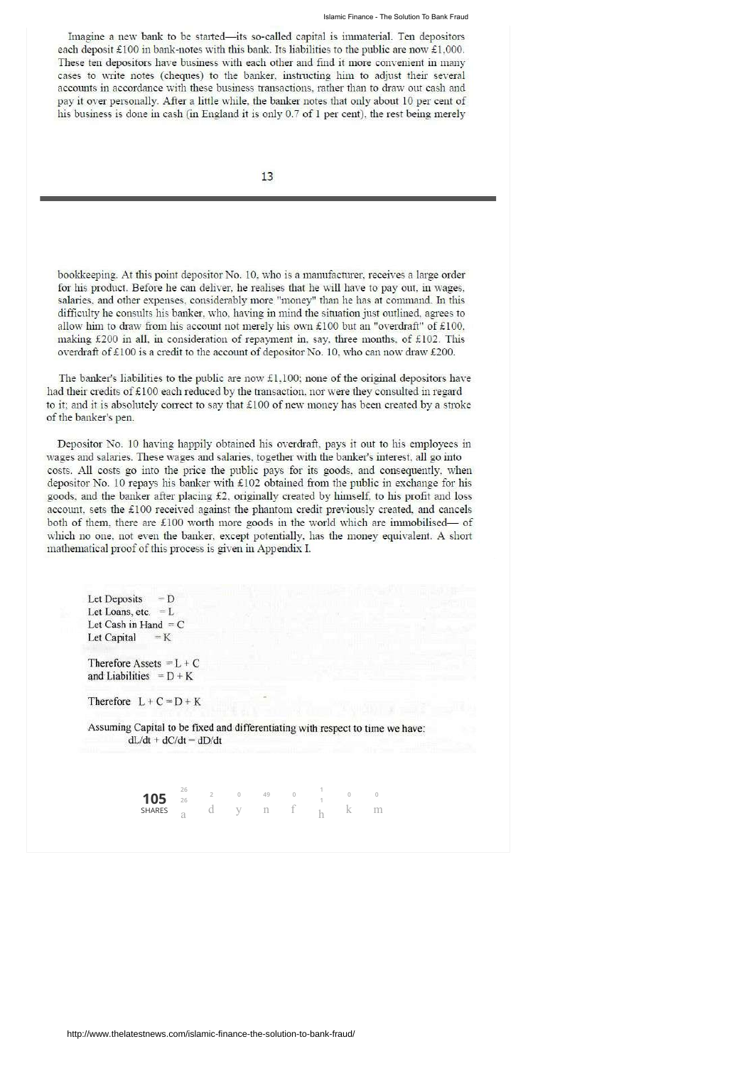Imagine a new bank to be started—its so-called capital is immaterial. Ten depositors each deposit £100 in bank-notes with this bank. Its liabilities to the public are now £1,000. These ten depositors have business with each other and find it more convenient in many cases to write notes (cheques) to the banker, instructing him to adjust their several accounts in accordance with these business transactions, rather than to draw out cash and pay it over personally. After a little while, the banker notes that only about 10 per cent of his business is done in cash (in England it is only 0.7 of 1 per cent), the rest being merely bookkeeping. At this point depositor No. 10, who is a manufacturer, receives a large order for his product. Before he can deliver, he realises that he will have to pay out, in wages, salaries, and other expenses, considerably more "money" than he has at command. In this difficulty he consults his banker, who, having in mind the situation just outlined, agrees to allow him to draw from his account not merely his own £100 but an "overdraft" of £100, making £200 in all, in consideration of repayment in, say, three months, of £102. This overdraft of £100 is a credit to the account of depositor No. 10, who can now draw £200.

The banker's liabilities to the public are now £1,100; none of the original depositors have had their credits of £100 each reduced by the transaction, nor were they consulted in regard to it; and it is absolutely correct to say that £100 of new money has been created by a stroke of the banker's pen.

Depositor No. 10 having happily obtained his overdraft, pays it out to his employees in wages and salaries. These wages and salaries, together with the banker's interest, all go into costs. All costs go into the price the public pays for its goods, and consequently, when depositor No. 10 repays his banker with £102 obtained from the public in exchange for his goods, and the banker after placing £2, originally created by himself, to his profit and loss account, sets the £100 received against the phantom credit previously created, and cancels both of them, there are £100 worth more goods in the world which are immobilised— of which no one, not even the banker, except potentially, has the money equivalent. A short mathematical proof of this process is given in Appendix I.

Let Deposits $= D$
Let Loans, etc. $= L$
Let Cash in Hand $= C$
Let Capital $= K$

Therefore Assets $= L + C$
and Liabilities $= D + K$

Therefore $L + C = D + K$

Assuming Capital to be fixed and differentiating with respect to time we have:

$$dL/dt + dC/dt = dD/dt$$